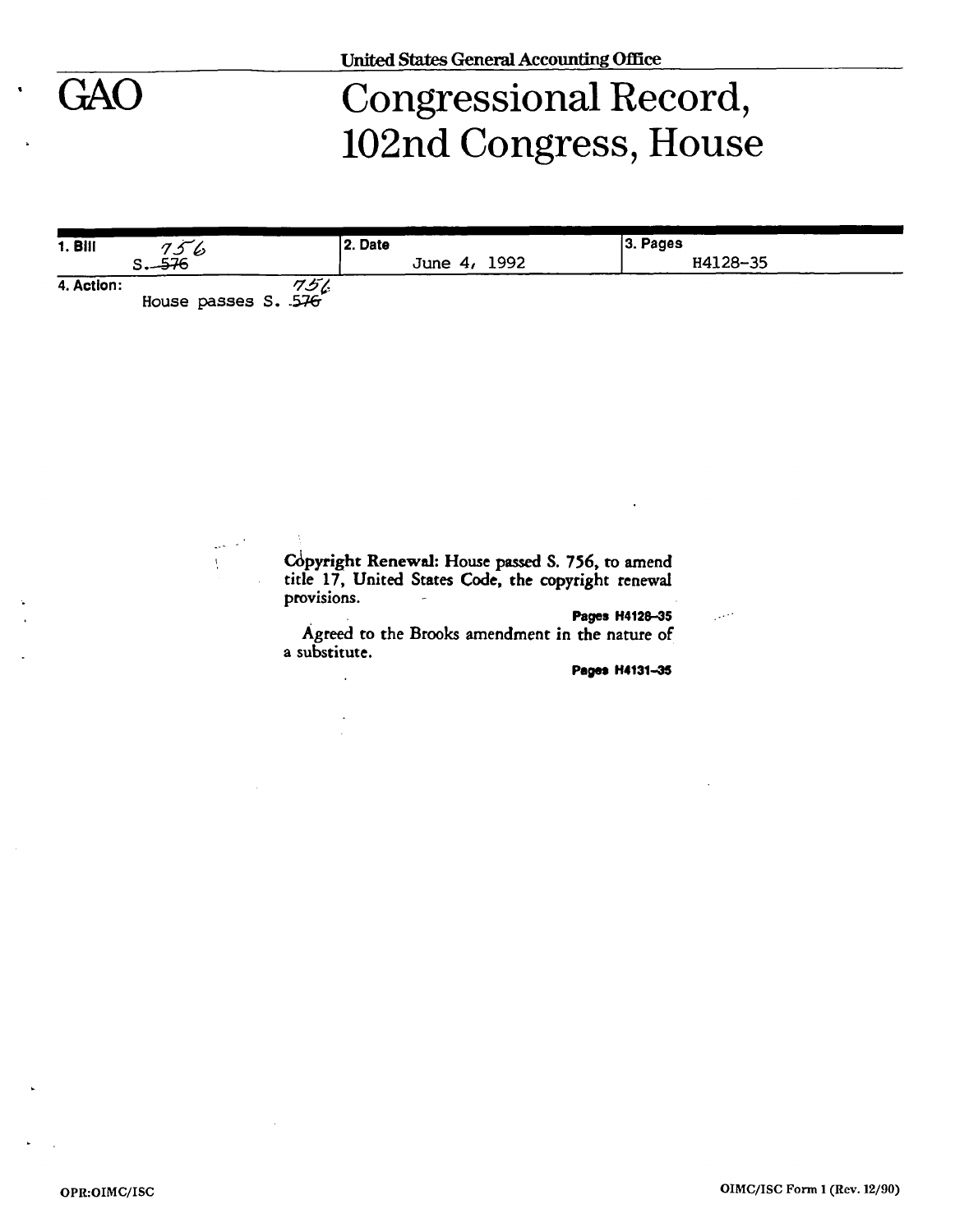United States General Accounting Office

# GAO

# Congressional Record, 102nd Congress, House

| 1. Bill | 2. Date | 3. Pages |
| --- | --- | --- |
| S. ~~576~~ 756 | June 4, 1992 | H4128-35 |

**4. Action:** House passes S. ~~576~~ 756

**Copyright Renewal:** House passed S. 756, to amend title 17, United States Code, the copyright renewal provisions.

**Pages H4128-35**

Agreed to the Brooks amendment in the nature of a substitute.

**Pages H4131-35**

OPR:OIMC/ISC

OIMC/ISC Form 1 (Rev. 12/90)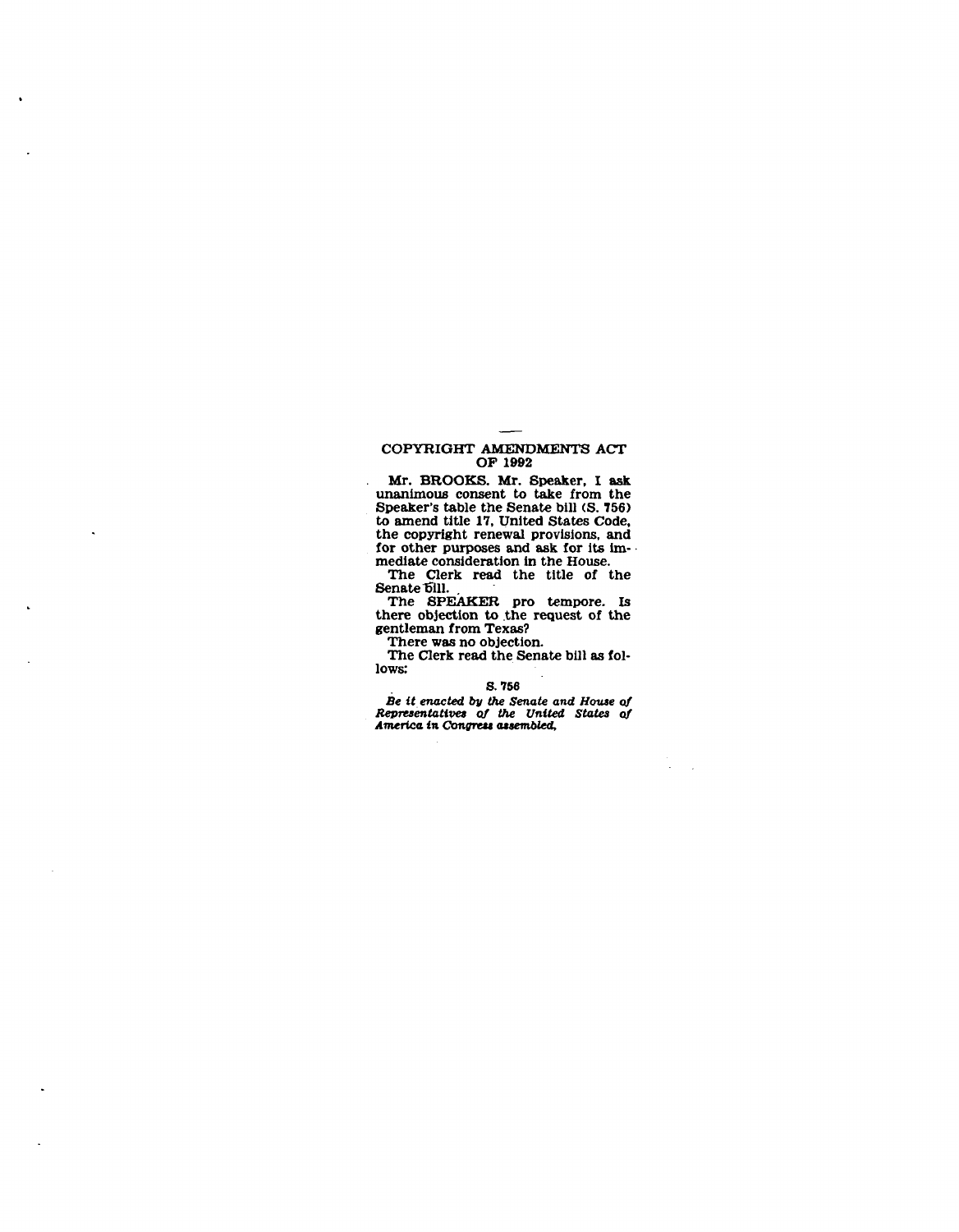## COPYRIGHT AMENDMENTS ACT OF 1992

Mr. BROOKS. Mr. Speaker, I ask unanimous consent to take from the Speaker's table the Senate bill (S. 756) to amend title 17, United States Code, the copyright renewal provisions, and for other purposes and ask for its immediate consideration in the House.

The Clerk read the title of the Senate bill.

The SPEAKER pro tempore. Is there objection to the request of the gentleman from Texas?

There was no objection.

The Clerk read the Senate bill as follows:

S. 756

*Be it enacted by the Senate and House of Representatives of the United States of America in Congress assembled,*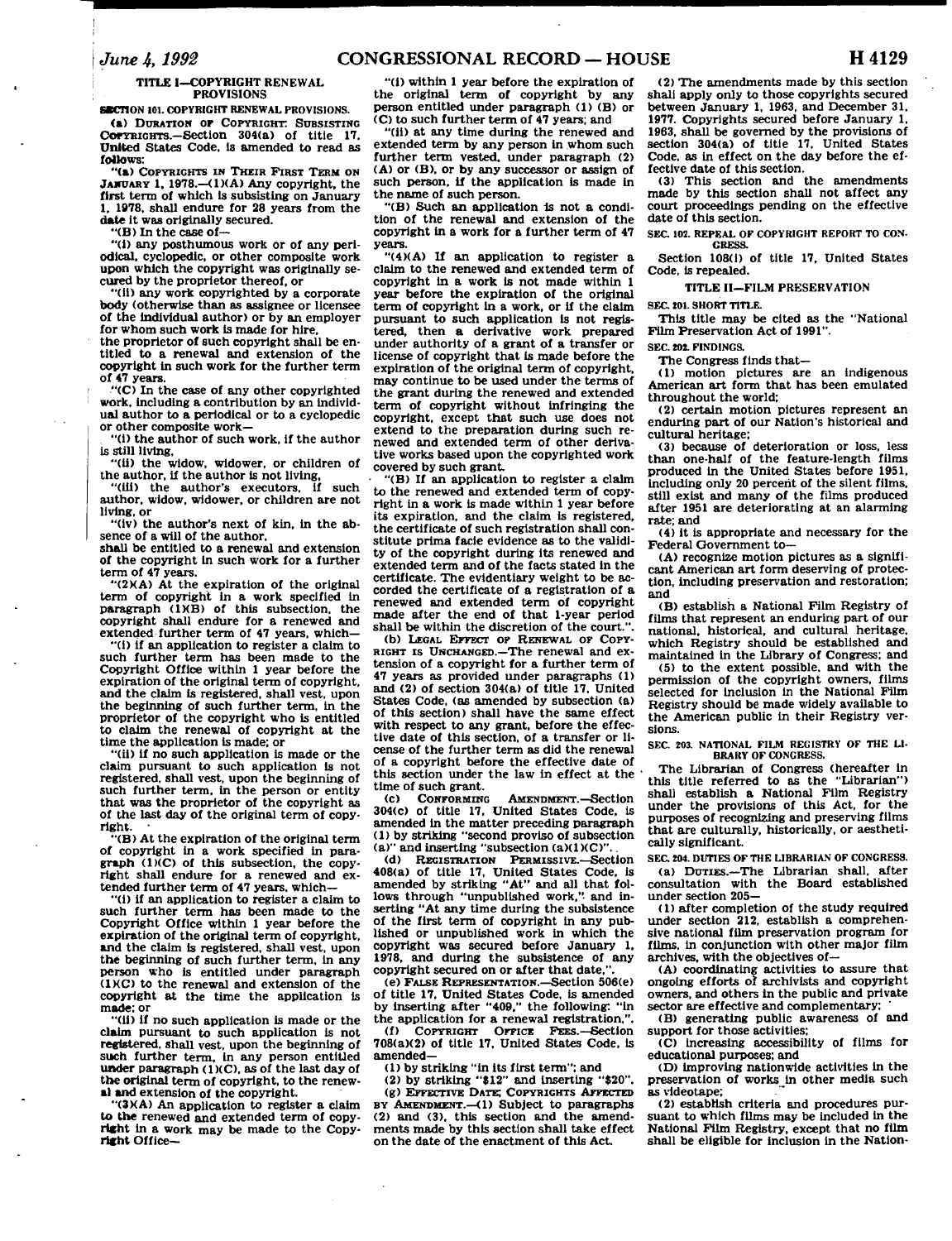## TITLE I—COPYRIGHT RENEWAL PROVISIONS

**SECTION 101. COPYRIGHT RENEWAL PROVISIONS.**

(a) DURATION OF COPYRIGHT: SUBSISTING COPYRIGHTS.—Section 304(a) of title 17, United States Code, is amended to read as follows:

"(a) COPYRIGHTS IN THEIR FIRST TERM ON JANUARY 1, 1978.—(1)(A) Any copyright, the first term of which is subsisting on January 1, 1978, shall endure for 28 years from the date it was originally secured.

"(B) In the case of—

"(i) any posthumous work or of any periodical, cyclopedic, or other composite work upon which the copyright was originally secured by the proprietor thereof, or

"(ii) any work copyrighted by a corporate body (otherwise than as assignee or licensee of the individual author) or by an employer for whom such work is made for hire,

the proprietor of such copyright shall be entitled to a renewal and extension of the copyright in such work for the further term of 47 years.

"(C) In the case of any other copyrighted work, including a contribution by an individual author to a periodical or to a cyclopedic or other composite work—

"(i) the author of such work, if the author is still living,

"(ii) the widow, widower, or children of the author, if the author is not living,

"(iii) the author's executors, if such author, widow, widower, or children are not living, or

"(iv) the author's next of kin, in the absence of a will of the author,

shall be entitled to a renewal and extension of the copyright in such work for a further term of 47 years.

"(2)(A) At the expiration of the original term of copyright in a work specified in paragraph (1)(B) of this subsection, the copyright shall endure for a renewed and extended further term of 47 years, which—

"(i) if an application to register a claim to such further term has been made to the Copyright Office within 1 year before the expiration of the original term of copyright, and the claim is registered, shall vest, upon the beginning of such further term, in the proprietor of the copyright who is entitled to claim the renewal of copyright at the time the application is made; or

"(ii) if no such application is made or the claim pursuant to such application is not registered, shall vest, upon the beginning of such further term, in the person or entity that was the proprietor of the copyright as of the last day of the original term of copyright.

"(B) At the expiration of the original term of copyright in a work specified in paragraph (1)(C) of this subsection, the copyright shall endure for a renewed and extended further term of 47 years, which—

"(i) if an application to register a claim to such further term has been made to the Copyright Office within 1 year before the expiration of the original term of copyright, and the claim is registered, shall vest, upon the beginning of such further term, in any person who is entitled under paragraph (1)(C) to the renewal and extension of the copyright at the time the application is made; or

"(ii) if no such application is made or the claim pursuant to such application is not registered, shall vest, upon the beginning of such further term, in any person entitled under paragraph (1)(C), as of the last day of the original term of copyright, to the renewal and extension of the copyright.

"(3)(A) An application to register a claim to the renewed and extended term of copyright in a work may be made to the Copyright Office—

"(i) within 1 year before the expiration of the original term of copyright by any person entitled under paragraph (1) (B) or (C) to such further term of 47 years; and

"(ii) at any time during the renewed and extended term by any person in whom such further term vested, under paragraph (2) (A) or (B), or by any successor or assign of such person, if the application is made in the name of such person.

"(B) Such an application is not a condition of the renewal and extension of the copyright in a work for a further term of 47 years.

"(4)(A) If an application to register a claim to the renewed and extended term of copyright in a work is not made within 1 year before the expiration of the original term of copyright in a work, or if the claim pursuant to such application is not registered, then a derivative work prepared under authority of a grant of a transfer or license of copyright that is made before the expiration of the original term of copyright, may continue to be used under the terms of the grant during the renewed and extended term of copyright without infringing the copyright, except that such use does not extend to the preparation during such renewed and extended term of other derivative works based upon the copyrighted work covered by such grant.

"(B) If an application to register a claim to the renewed and extended term of copyright in a work is made within 1 year before its expiration, and the claim is registered, the certificate of such registration shall constitute prima facie evidence as to the validity of the copyright during its renewed and extended term and of the facts stated in the certificate. The evidentiary weight to be accorded the certificate of a registration of a renewed and extended term of copyright made after the end of that 1-year period shall be within the discretion of the court.".

(b) LEGAL EFFECT OF RENEWAL OF COPYRIGHT IS UNCHANGED.—The renewal and extension of a copyright for a further term of 47 years as provided under paragraphs (1) and (2) of section 304(a) of title 17, United States Code, (as amended by subsection (a) of this section) shall have the same effect with respect to any grant, before the effective date of this section, of a transfer or license of the further term as did the renewal of a copyright before the effective date of this section under the law in effect at the time of such grant.

(c) CONFORMING AMENDMENT.—Section 304(c) of title 17, United States Code, is amended in the matter preceding paragraph (1) by striking "second proviso of subsection (a)" and inserting "subsection (a)(1)(C)".

(d) REGISTRATION PERMISSIVE.—Section 408(a) of title 17, United States Code, is amended by striking "At" and all that follows through "unpublished work," and inserting "At any time during the subsistence of the first term of copyright in any published or unpublished work in which the copyright was secured before January 1, 1978, and during the subsistence of any copyright secured on or after that date,".

(e) FALSE REPRESENTATION.—Section 506(e) of title 17, United States Code, is amended by inserting after "409," the following: "in the application for a renewal registration,".

(f) COPYRIGHT OFFICE FEES.—Section 708(a)(2) of title 17, United States Code, is amended—

(1) by striking "in its first term"; and

(2) by striking "$12" and inserting "$20".

(g) EFFECTIVE DATE; COPYRIGHTS AFFECTED BY AMENDMENT.—(1) Subject to paragraphs (2) and (3), this section and the amendments made by this section shall take effect on the date of the enactment of this Act.

(2) The amendments made by this section shall apply only to those copyrights secured between January 1, 1963, and December 31, 1977. Copyrights secured before January 1, 1963, shall be governed by the provisions of section 304(a) of title 17, United States Code, as in effect on the day before the effective date of this section.

(3) This section and the amendments made by this section shall not affect any court proceedings pending on the effective date of this section.

**SEC. 102. REPEAL OF COPYRIGHT REPORT TO CONGRESS.**

Section 108(i) of title 17, United States Code, is repealed.

## TITLE II—FILM PRESERVATION

**SEC. 201. SHORT TITLE.**

This title may be cited as the "National Film Preservation Act of 1991".

**SEC. 202. FINDINGS.**

The Congress finds that—

(1) motion pictures are an indigenous American art form that has been emulated throughout the world;

(2) certain motion pictures represent an enduring part of our Nation's historical and cultural heritage;

(3) because of deterioration or loss, less than one-half of the feature-length films produced in the United States before 1951, including only 20 percent of the silent films, still exist and many of the films produced after 1951 are deteriorating at an alarming rate; and

(4) it is appropriate and necessary for the Federal Government to—

(A) recognize motion pictures as a significant American art form deserving of protection, including preservation and restoration; and

(B) establish a National Film Registry of films that represent an enduring part of our national, historical, and cultural heritage, which Registry should be established and maintained in the Library of Congress; and

(5) to the extent possible, and with the permission of the copyright owners, films selected for inclusion in the National Film Registry should be made widely available to the American public in their Registry versions.

**SEC. 203. NATIONAL FILM REGISTRY OF THE LIBRARY OF CONGRESS.**

The Librarian of Congress (hereafter in this title referred to as the "Librarian") shall establish a National Film Registry under the provisions of this Act, for the purposes of recognizing and preserving films that are culturally, historically, or aesthetically significant.

**SEC. 204. DUTIES OF THE LIBRARIAN OF CONGRESS.**

(a) DUTIES.—The Librarian shall, after consultation with the Board established under section 205—

(1) after completion of the study required under section 212, establish a comprehensive national film preservation program for films, in conjunction with other major film archives, with the objectives of—

(A) coordinating activities to assure that ongoing efforts of archivists and copyright owners, and others in the public and private sector are effective and complementary;

(B) generating public awareness of and support for those activities;

(C) increasing accessibility of films for educational purposes; and

(D) improving nationwide activities in the preservation of works in other media such as videotape;

(2) establish criteria and procedures pursuant to which films may be included in the National Film Registry, except that no film shall be eligible for inclusion in the Nation-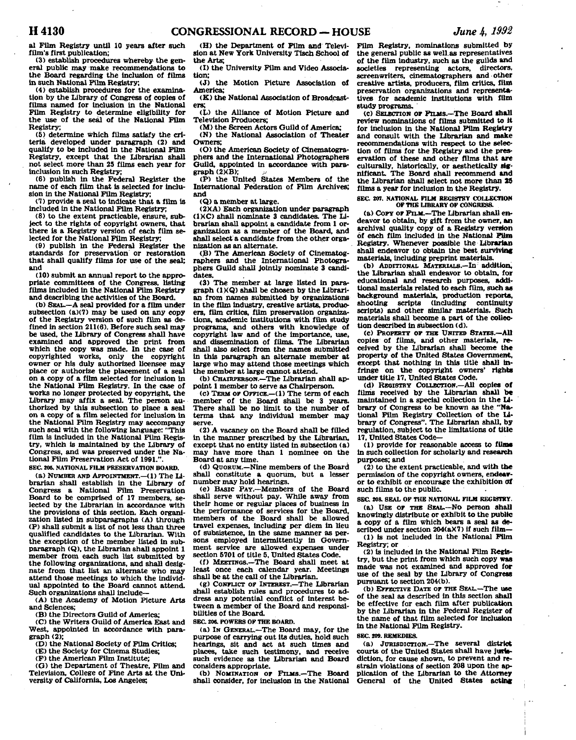al Film Registry until 10 years after such film's first publication;

(3) establish procedures whereby the general public may make recommendations to the Board regarding the inclusion of films in such National Film Registry;

(4) establish procedures for the examination by the Library of Congress of copies of films named for inclusion in the National Film Registry to determine eligibility for the use of the seal of the National Film Registry;

(5) determine which films satisfy the criteria developed under paragraph (2) and qualify to be included in the National Film Registry, except that the Librarian shall not select more than 25 films each year for inclusion in such Registry;

(6) publish in the Federal Register the name of each film that is selected for inclusion in the National Film Registry;

(7) provide a seal to indicate that a film is included in the National Film Registry;

(8) to the extent practicable, ensure, subject to the rights of copyright owners, that there is a Registry version of each film selected for the National Film Registry;

(9) publish in the Federal Register the standards for preservation or restoration that shall qualify films for use of the seal; and

(10) submit an annual report to the appropriate committees of the Congress, listing films included in the National Film Registry and describing the activities of the Board.

(b) SEAL.—A seal provided for a film under subsection (a)(7) may be used on any copy of the Registry version of such film as defined in section 211(6). Before such seal may be used, the Library of Congress shall have examined and approved the print from which the copy was made. In the case of copyrighted works, only the copyright owner or his duly authorized licensee may place or authorize the placement of a seal on a copy of a film selected for inclusion in the National Film Registry. In the case of works no longer protected by copyright, the Library may affix a seal. The person authorized by this subsection to place a seal on a copy of a film selected for inclusion in the National Film Registry may accompany such seal with the following language: "This film is included in the National Film Registry, which is maintained by the Library of Congress, and was preserved under the National Film Preservation Act of 1991.".

**SEC. 205. NATIONAL FILM PRESERVATION BOARD.**

(a) NUMBER AND APPOINTMENT.—(1) The Librarian shall establish in the Library of Congress a National Film Preservation Board to be comprised of 17 members, selected by the Librarian in accordance with the provisions of this section. Each organization listed in subparagraphs (A) through (P) shall submit a list of not less than three qualified candidates to the Librarian. With the exception of the member listed in subparagraph (Q), the Librarian shall appoint 1 member from each such list submitted by the following organizations, and shall designate from that list an alternate who may attend those meetings to which the individual appointed to the Board cannot attend. Such organizations shall include—

(A) the Academy of Motion Picture Arts and Sciences;

(B) the Directors Guild of America;

(C) the Writers Guild of America East and West, appointed in accordance with paragraph (2);

(D) the National Society of Film Critics;

(E) the Society for Cinema Studies;

(F) the American Film Institute;

(G) the Department of Theatre, Film and Television, College of Fine Arts at the University of California, Los Angeles;

(H) the Department of Film and Television at New York University Tisch School of the Arts;

(I) the University Film and Video Association;

(J) the Motion Picture Association of America;

(K) the National Association of Broadcasters;

(L) the Alliance of Motion Picture and Television Producers;

(M) the Screen Actors Guild of America;

(N) the National Association of Theater Owners;

(O) the American Society of Cinematographers and the International Photographers Guild, appointed in accordance with paragraph (2)(B);

(P) the United States Members of the International Federation of Film Archives; and

(Q) a member at large.

(2)(A) Each organization under paragraph (1)(C) shall nominate 3 candidates. The Librarian shall appoint a candidate from 1 organization as a member of the Board, and shall select a candidate from the other organization as an alternate.

(B) The American Society of Cinematographers and the International Photographers Guild shall jointly nominate 3 candidates.

(3) The member at large listed in paragraph (1)(Q) shall be chosen by the Librarian from names submitted by organizations in the film industry, creative artists, producers, film critics, film preservation organizations, academic institutions with film study programs, and others with knowledge of copyright law and of the importance, use, and dissemination of films. The Librarian shall also select from the names submitted in this paragraph an alternate member at large who may attend those meetings which the member at large cannot attend.

(b) CHAIRPERSON.—The Librarian shall appoint 1 member to serve as Chairperson.

(c) TERM OF OFFICE.—(1) The term of each member of the Board shall be 3 years. There shall be no limit to the number of terms that any individual member may serve.

(2) A vacancy on the Board shall be filled in the manner prescribed by the Librarian, except that no entity listed in subsection (a) may have more than 1 nominee on the Board at any time.

(d) QUORUM.—Nine members of the Board shall constitute a quorum, but a lesser number may hold hearings.

(e) BASIC PAY.—Members of the Board shall serve without pay. While away from their home or regular places of business in the performance of services for the Board, members of the Board shall be allowed travel expenses, including per diem in lieu of subsistence, in the same manner as persons employed intermittently in Government service are allowed expenses under section 5701 of title 5, United States Code.

(f) MEETINGS.—The Board shall meet at least once each calendar year. Meetings shall be at the call of the Librarian.

(g) CONFLICT OF INTEREST.—The Librarian shall establish rules and procedures to address any potential conflict of interest between a member of the Board and responsibilities of the Board.

**SEC. 206. POWERS OF THE BOARD.**

(a) IN GENERAL.—The Board may, for the purpose of carrying out its duties, hold such hearings, sit and act at such times and places, take such testimony, and receive such evidence as the Librarian and Board considers appropriate.

(b) NOMINATION OF FILMS.—The Board shall consider, for inclusion in the National Film Registry, nominations submitted by the general public as well as representatives of the film industry, such as the guilds and societies representing actors, directors, screenwriters, cinematographers and other creative artists, producers, film critics, film preservation organizations and representatives for academic institutions with film study programs.

(c) SELECTION OF FILMS.—The Board shall review nominations of films submitted to it for inclusion in the National Film Registry and consult with the Librarian and make recommendations with respect to the selection of films for the Registry and the preservation of these and other films that are culturally, historically, or aesthetically significant. The Board shall recommend and the Librarian shall select not more than 25 films a year for inclusion in the Registry.

**SEC. 207. NATIONAL FILM REGISTRY COLLECTION OF THE LIBRARY OF CONGRESS.**

(a) COPY OF FILM.—The Librarian shall endeavor to obtain, by gift from the owner, an archival quality copy of a Registry version of each film included in the National Film Registry. Whenever possible the Librarian shall endeavor to obtain the best surviving materials, including preprint materials.

(b) ADDITIONAL MATERIALS.—In addition, the Librarian shall endeavor to obtain, for educational and research purposes, additional materials related to each film, such as background materials, production reports, shooting scripts (including continuity scripts) and other similar materials. Such materials shall become a part of the collection described in subsection (d).

(c) PROPERTY OF THE UNITED STATES.—All copies of films, and other materials, received by the Librarian shall become the property of the United States Government, except that nothing in this title shall infringe on the copyright owners' rights under title 17, United States Code.

(d) REGISTRY COLLECTION.—All copies of films received by the Librarian shall be maintained in a special collection in the Library of Congress to be known as the "National Film Registry Collection of the Library of Congress". The Librarian shall, by regulation, subject to the limitations of title 17, United States Code—

(1) provide for reasonable access to films in such collection for scholarly and research purposes; and

(2) to the extent practicable, and with the permission of the copyright owners, endeavor to exhibit or encourage the exhibition of such films to the public.

**SEC. 208. SEAL OF THE NATIONAL FILM REGISTRY.**

(a) USE OF THE SEAL.—No person shall knowingly distribute or exhibit to the public a copy of a film which bears a seal as described under section 204(a)(7) if such film—

(1) is not included in the National Film Registry; or

(2) is included in the National Film Registry, but the print from which such copy was made was not examined and approved for use of the seal by the Library of Congress pursuant to section 204(b).

(b) EFFECTIVE DATE OF THE SEAL.—The use of the seal as described in this section shall be effective for each film after publication by the Librarian in the Federal Register of the name of that film selected for inclusion in the National Film Registry.

**SEC. 209. REMEDIES.**

(a) JURISDICTION.—The several district courts of the United States shall have jurisdiction, for cause shown, to prevent and restrain violations of section 208 upon the application of the Librarian to the Attorney General of the United States acting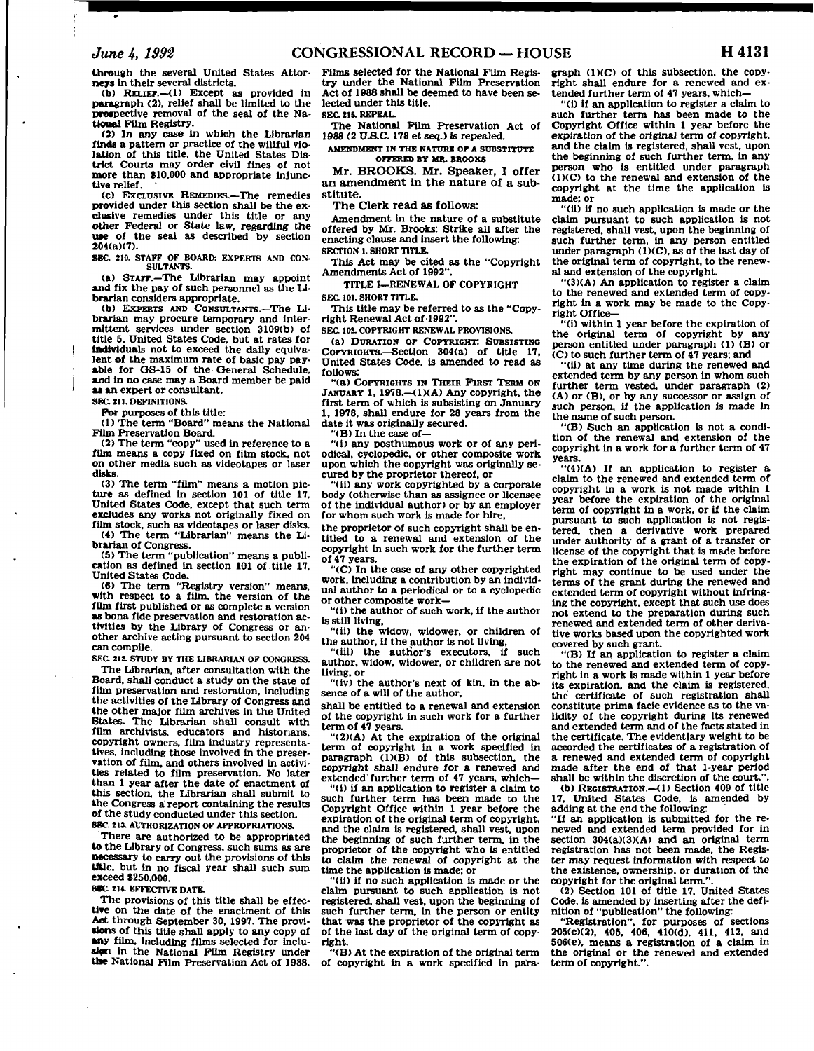through the several United States Attorneys in their several districts.

(b) RELIEF.—(1) Except as provided in paragraph (2), relief shall be limited to the prospective removal of the seal of the National Film Registry.

(2) In any case in which the Librarian finds a pattern or practice of the willful violation of this title, the United States District Courts may order civil fines of not more than $10,000 and appropriate injunctive relief.

(c) EXCLUSIVE REMEDIES.—The remedies provided under this section shall be the exclusive remedies under this title or any other Federal or State law, regarding the use of the seal as described by section 204(a)(7).

SEC. 210. STAFF OF BOARD; EXPERTS AND CONSULTANTS.

(a) STAFF.—The Librarian may appoint and fix the pay of such personnel as the Librarian considers appropriate.

(b) EXPERTS AND CONSULTANTS.—The Librarian may procure temporary and intermittent services under section 3109(b) of title 5, United States Code, but at rates for individuals not to exceed the daily equivalent of the maximum rate of basic pay payable for GS-15 of the General Schedule, and in no case may a Board member be paid as an expert or consultant.

SEC. 211. DEFINITIONS.

For purposes of this title:

(1) The term "Board" means the National Film Preservation Board.

(2) The term "copy" used in reference to a film means a copy fixed on film stock, not on other media such as videotapes or laser disks.

(3) The term "film" means a motion picture as defined in section 101 of title 17, United States Code, except that such term excludes any works not originally fixed on film stock, such as videotapes or laser disks.

(4) The term "Librarian" means the Librarian of Congress.

(5) The term "publication" means a publication as defined in section 101 of title 17, United States Code.

(6) The term "Registry version" means, with respect to a film, the version of the film first published or as complete a version as bona fide preservation and restoration activities by the Library of Congress or another archive acting pursuant to section 204 can compile.

SEC. 212. STUDY BY THE LIBRARIAN OF CONGRESS.

The Librarian, after consultation with the Board, shall conduct a study on the state of film preservation and restoration, including the activities of the Library of Congress and the other major film archives in the United States. The Librarian shall consult with film archivists, educators and historians, copyright owners, film industry representatives, including those involved in the preservation of film, and others involved in activities related to film preservation. No later than 1 year after the date of enactment of this section, the Librarian shall submit to the Congress a report containing the results of the study conducted under this section.

SEC. 213. AUTHORIZATION OF APPROPRIATIONS.

There are authorized to be appropriated to the Library of Congress, such sums as are necessary to carry out the provisions of this title, but in no fiscal year shall such sum exceed $250,000.

SEC. 214. EFFECTIVE DATE.

The provisions of this title shall be effective on the date of the enactment of this Act through September 30, 1997. The provisions of this title shall apply to any copy of any film, including films selected for inclusion in the National Film Registry under the National Film Preservation Act of 1988. Films selected for the National Film Registry under the National Film Preservation Act of 1988 shall be deemed to have been selected under this title.

SEC. 215. REPEAL.

The National Film Preservation Act of 1988 (2 U.S.C. 178 et seq.) is repealed.

AMENDMENT IN THE NATURE OF A SUBSTITUTE OFFERED BY MR. BROOKS

Mr. BROOKS. Mr. Speaker, I offer an amendment in the nature of a substitute.

The Clerk read as follows:

Amendment in the nature of a substitute offered by Mr. Brooks: Strike all after the enacting clause and insert the following:

SECTION 1. SHORT TITLE.

This Act may be cited as the "Copyright Amendments Act of 1992".

TITLE I—RENEWAL OF COPYRIGHT

SEC. 101. SHORT TITLE.

This title may be referred to as the "Copyright Renewal Act of 1992".

SEC. 102. COPYRIGHT RENEWAL PROVISIONS.

(a) DURATION OF COPYRIGHT: SUBSISTING COPYRIGHTS.—Section 304(a) of title 17, United States Code, is amended to read as follows:

"(a) COPYRIGHTS IN THEIR FIRST TERM ON JANUARY 1, 1978.—(1)(A) Any copyright, the first term of which is subsisting on January 1, 1978, shall endure for 28 years from the date it was originally secured.

"(B) In the case of—

"(i) any posthumous work or of any periodical, cyclopedic, or other composite work upon which the copyright was originally secured by the proprietor thereof, or

"(ii) any work copyrighted by a corporate body (otherwise than as assignee or licensee of the individual author) or by an employer for whom such work is made for hire,

the proprietor of such copyright shall be entitled to a renewal and extension of the copyright in such work for the further term of 47 years.

"(C) In the case of any other copyrighted work, including a contribution by an individual author to a periodical or to a cyclopedic or other composite work—

"(i) the author of such work, if the author is still living,

"(ii) the widow, widower, or children of the author, if the author is not living,

"(iii) the author's executors, if such author, widow, widower, or children are not living, or

"(iv) the author's next of kin, in the absence of a will of the author,

shall be entitled to a renewal and extension of the copyright in such work for a further term of 47 years.

"(2)(A) At the expiration of the original term of copyright in a work specified in paragraph (1)(B) of this subsection, the copyright shall endure for a renewed and extended further term of 47 years, which—

"(i) if an application to register a claim to such further term has been made to the Copyright Office within 1 year before the expiration of the original term of copyright, and the claim is registered, shall vest, upon the beginning of such further term, in the proprietor of the copyright who is entitled to claim the renewal of copyright at the time the application is made; or

"(ii) if no such application is made or the claim pursuant to such application is not registered, shall vest, upon the beginning of such further term, in the person or entity that was the proprietor of the copyright as of the last day of the original term of copyright.

"(B) At the expiration of the original term of copyright in a work specified in paragraph (1)(C) of this subsection, the copyright shall endure for a renewed and extended further term of 47 years, which—

"(i) if an application to register a claim to such further term has been made to the Copyright Office within 1 year before the expiration of the original term of copyright, and the claim is registered, shall vest, upon the beginning of such further term, in any person who is entitled under paragraph (1)(C) to the renewal and extension of the copyright at the time the application is made; or

"(ii) if no such application is made or the claim pursuant to such application is not registered, shall vest, upon the beginning of such further term, in any person entitled under paragraph (1)(C), as of the last day of the original term of copyright, to the renewal and extension of the copyright.

"(3)(A) An application to register a claim to the renewed and extended term of copyright in a work may be made to the Copyright Office—

"(i) within 1 year before the expiration of the original term of copyright by any person entitled under paragraph (1) (B) or (C) to such further term of 47 years; and

"(ii) at any time during the renewed and extended term by any person in whom such further term vested, under paragraph (2) (A) or (B), or by any successor or assign of such person, if the application is made in the name of such person.

"(B) Such an application is not a condition of the renewal and extension of the copyright in a work for a further term of 47 years.

"(4)(A) If an application to register a claim to the renewed and extended term of copyright in a work is not made within 1 year before the expiration of the original term of copyright in a work, or if the claim pursuant to such application is not registered, then a derivative work prepared under authority of a grant of a transfer or license of the copyright that is made before the expiration of the original term of copyright may continue to be used under the terms of the grant during the renewed and extended term of copyright without infringing the copyright, except that such use does not extend to the preparation during such renewed and extended term of other derivative works based upon the copyrighted work covered by such grant.

"(B) If an application to register a claim to the renewed and extended term of copyright in a work is made within 1 year before its expiration, and the claim is registered, the certificate of such registration shall constitute prima facie evidence as to the validity of the copyright during its renewed and extended term and of the facts stated in the certificate. The evidentiary weight to be accorded the certificates of a registration of a renewed and extended term of copyright made after the end of that 1-year period shall be within the discretion of the court.".

(b) REGISTRATION.—(1) Section 409 of title 17, United States Code, is amended by adding at the end the following:

"If an application is submitted for the renewed and extended term provided for in section 304(a)(3)(A) and an original term registration has not been made, the Register may request information with respect to the existence, ownership, or duration of the copyright for the original term.".

(2) Section 101 of title 17, United States Code, is amended by inserting after the definition of "publication" the following:

"Registration", for purposes of sections 205(c)(2), 405, 406, 410(d), 411, 412, and 506(e), means a registration of a claim in the original or the renewed and extended term of copyright.".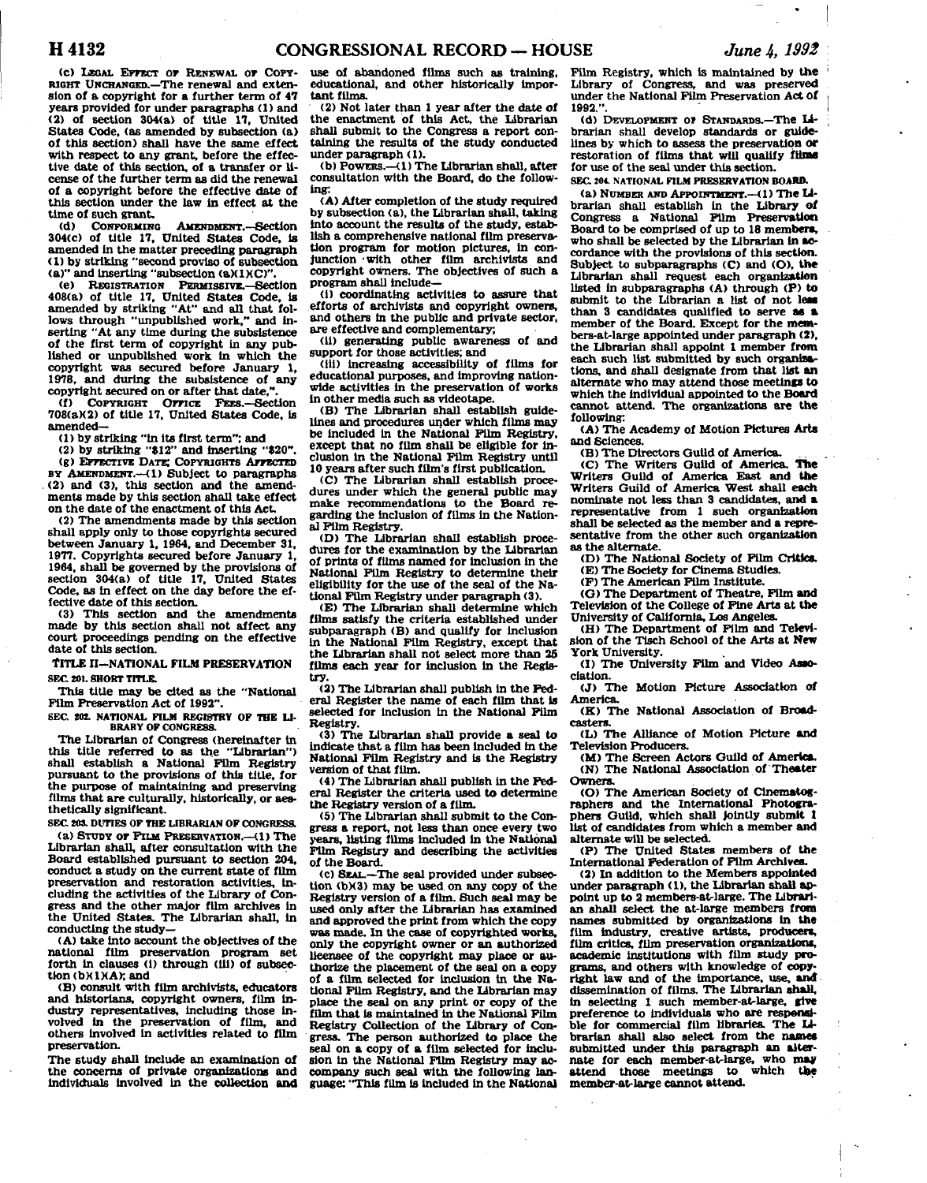(c) LEGAL EFFECT OF RENEWAL OF COPYRIGHT UNCHANGED.—The renewal and extension of a copyright for a further term of 47 years provided for under paragraphs (1) and (2) of section 304(a) of title 17, United States Code, (as amended by subsection (a) of this section) shall have the same effect with respect to any grant, before the effective date of this section, of a transfer or license of the further term as did the renewal of a copyright before the effective date of this section under the law in effect at the time of such grant.

(d) CONFORMING AMENDMENT.—Section 304(c) of title 17, United States Code, is amended in the matter preceding paragraph (1) by striking "second proviso of subsection (a)" and inserting "subsection (a)(1)(C)".

(e) REGISTRATION PERMISSIVE.—Section 408(a) of title 17, United States Code, is amended by striking "At" and all that follows through "unpublished work," and inserting "At any time during the subsistence of the first term of copyright in any published or unpublished work in which the copyright was secured before January 1, 1978, and during the subsistence of any copyright secured on or after that date,".

(f) COPYRIGHT OFFICE FEES.—Section 708(a)(2) of title 17, United States Code, is amended—

(1) by striking "in its first term"; and

(2) by striking "$12" and inserting "$20".

(g) EFFECTIVE DATE; COPYRIGHTS AFFECTED BY AMENDMENT.—(1) Subject to paragraphs (2) and (3), this section and the amendments made by this section shall take effect on the date of the enactment of this Act.

(2) The amendments made by this section shall apply only to those copyrights secured between January 1, 1964, and December 31, 1977. Copyrights secured before January 1, 1964, shall be governed by the provisions of section 304(a) of title 17, United States Code, as in effect on the day before the effective date of this section.

(3) This section and the amendments made by this section shall not affect any court proceedings pending on the effective date of this section.

## TITLE II—NATIONAL FILM PRESERVATION

**SEC. 201. SHORT TITLE.**

This title may be cited as the "National Film Preservation Act of 1992".

**SEC. 202. NATIONAL FILM REGISTRY OF THE LIBRARY OF CONGRESS.**

The Librarian of Congress (hereinafter in this title referred to as the "Librarian") shall establish a National Film Registry pursuant to the provisions of this title, for the purpose of maintaining and preserving films that are culturally, historically, or aesthetically significant.

**SEC. 203. DUTIES OF THE LIBRARIAN OF CONGRESS.**

(a) STUDY OF FILM PRESERVATION.—(1) The Librarian shall, after consultation with the Board established pursuant to section 204, conduct a study on the current state of film preservation and restoration activities, including the activities of the Library of Congress and the other major film archives in the United States. The Librarian shall, in conducting the study—

(A) take into account the objectives of the national film preservation program set forth in clauses (i) through (iii) of subsection (b)(1)(A); and

(B) consult with film archivists, educators and historians, copyright owners, film industry representatives, including those involved in the preservation of film, and others involved in activities related to film preservation.

The study shall include an examination of the concerns of private organizations and individuals involved in the collection and use of abandoned films such as training, educational, and other historically important films.

(2) Not later than 1 year after the date of the enactment of this Act, the Librarian shall submit to the Congress a report containing the results of the study conducted under paragraph (1).

(b) POWERS.—(1) The Librarian shall, after consultation with the Board, do the following:

(A) After completion of the study required by subsection (a), the Librarian shall, taking into account the results of the study, establish a comprehensive national film preservation program for motion pictures, in conjunction with other film archivists and copyright owners. The objectives of such a program shall include—

(i) coordinating activities to assure that efforts of archivists and copyright owners, and others in the public and private sector, are effective and complementary;

(ii) generating public awareness of and support for those activities; and

(iii) increasing accessibility of films for educational purposes, and improving nationwide activities in the preservation of works in other media such as videotape.

(B) The Librarian shall establish guidelines and procedures under which films may be included in the National Film Registry, except that no film shall be eligible for inclusion in the National Film Registry until 10 years after such film's first publication.

(C) The Librarian shall establish procedures under which the general public may make recommendations to the Board regarding the inclusion of films in the National Film Registry.

(D) The Librarian shall establish procedures for the examination by the Librarian of prints of films named for inclusion in the National Film Registry to determine their eligibility for the use of the seal of the National Film Registry under paragraph (3).

(E) The Librarian shall determine which films satisfy the criteria established under subparagraph (B) and qualify for inclusion in the National Film Registry, except that the Librarian shall not select more than 25 films each year for inclusion in the Registry.

(2) The Librarian shall publish in the Federal Register the name of each film that is selected for inclusion in the National Film Registry.

(3) The Librarian shall provide a seal to indicate that a film has been included in the National Film Registry and is the Registry version of that film.

(4) The Librarian shall publish in the Federal Register the criteria used to determine the Registry version of a film.

(5) The Librarian shall submit to the Congress a report, not less than once every two years, listing films included in the National Film Registry and describing the activities of the Board.

(c) SEAL.—The seal provided under subsection (b)(3) may be used on any copy of the Registry version of a film. Such seal may be used only after the Librarian has examined and approved the print from which the copy was made. In the case of copyrighted works, only the copyright owner or an authorized licensee of the copyright may place or authorize the placement of the seal on a copy of a film selected for inclusion in the National Film Registry, and the Librarian may place the seal on any print or copy of the film that is maintained in the National Film Registry Collection of the Library of Congress. The person authorized to place the seal on a copy of a film selected for inclusion in the National Film Registry may accompany such seal with the following language: "This film is included in the National Film Registry, which is maintained by the Library of Congress, and was preserved under the National Film Preservation Act of 1992.".

(d) DEVELOPMENT OF STANDARDS.—The Librarian shall develop standards or guidelines by which to assess the preservation or restoration of films that will qualify films for use of the seal under this section.

**SEC. 204. NATIONAL FILM PRESERVATION BOARD.**

(a) NUMBER AND APPOINTMENT.—(1) The Librarian shall establish in the Library of Congress a National Film Preservation Board to be comprised of up to 18 members, who shall be selected by the Librarian in accordance with the provisions of this section. Subject to subparagraphs (C) and (O), the Librarian shall request each organization listed in subparagraphs (A) through (P) to submit to the Librarian a list of not less than 3 candidates qualified to serve as a member of the Board. Except for the members-at-large appointed under paragraph (2), the Librarian shall appoint 1 member from each such list submitted by such organizations, and shall designate from that list an alternate who may attend those meetings to which the individual appointed to the Board cannot attend. The organizations are the following:

(A) The Academy of Motion Pictures Arts and Sciences.

(B) The Directors Guild of America.

(C) The Writers Guild of America. The Writers Guild of America East and the Writers Guild of America West shall each nominate not less than 3 candidates, and a representative from 1 such organization shall be selected as the member and a representative from the other such organization as the alternate.

(D) The National Society of Film Critics.

(E) The Society for Cinema Studies.

(F) The American Film Institute.

(G) The Department of Theatre, Film and Television of the College of Fine Arts at the University of California, Los Angeles.

(H) The Department of Film and Television of the Tisch School of the Arts at New York University.

(I) The University Film and Video Association.

(J) The Motion Picture Association of America.

(K) The National Association of Broadcasters.

(L) The Alliance of Motion Picture and Television Producers.

(M) The Screen Actors Guild of America.

(N) The National Association of Theater Owners.

(O) The American Society of Cinematographers and the International Photographers Guild, which shall jointly submit 1 list of candidates from which a member and alternate will be selected.

(P) The United States members of the International Federation of Film Archives.

(2) In addition to the Members appointed under paragraph (1), the Librarian shall appoint up to 2 members-at-large. The Librarian shall select the at-large members from names submitted by organizations in the film industry, creative artists, producers, film critics, film preservation organizations, academic institutions with film study programs, and others with knowledge of copyright law and of the importance, use, and dissemination of films. The Librarian shall, in selecting 1 such member-at-large, give preference to individuals who are responsible for commercial film libraries. The Librarian shall also select from the names submitted under this paragraph an alternate for each member-at-large, who may attend those meetings to which the member-at-large cannot attend.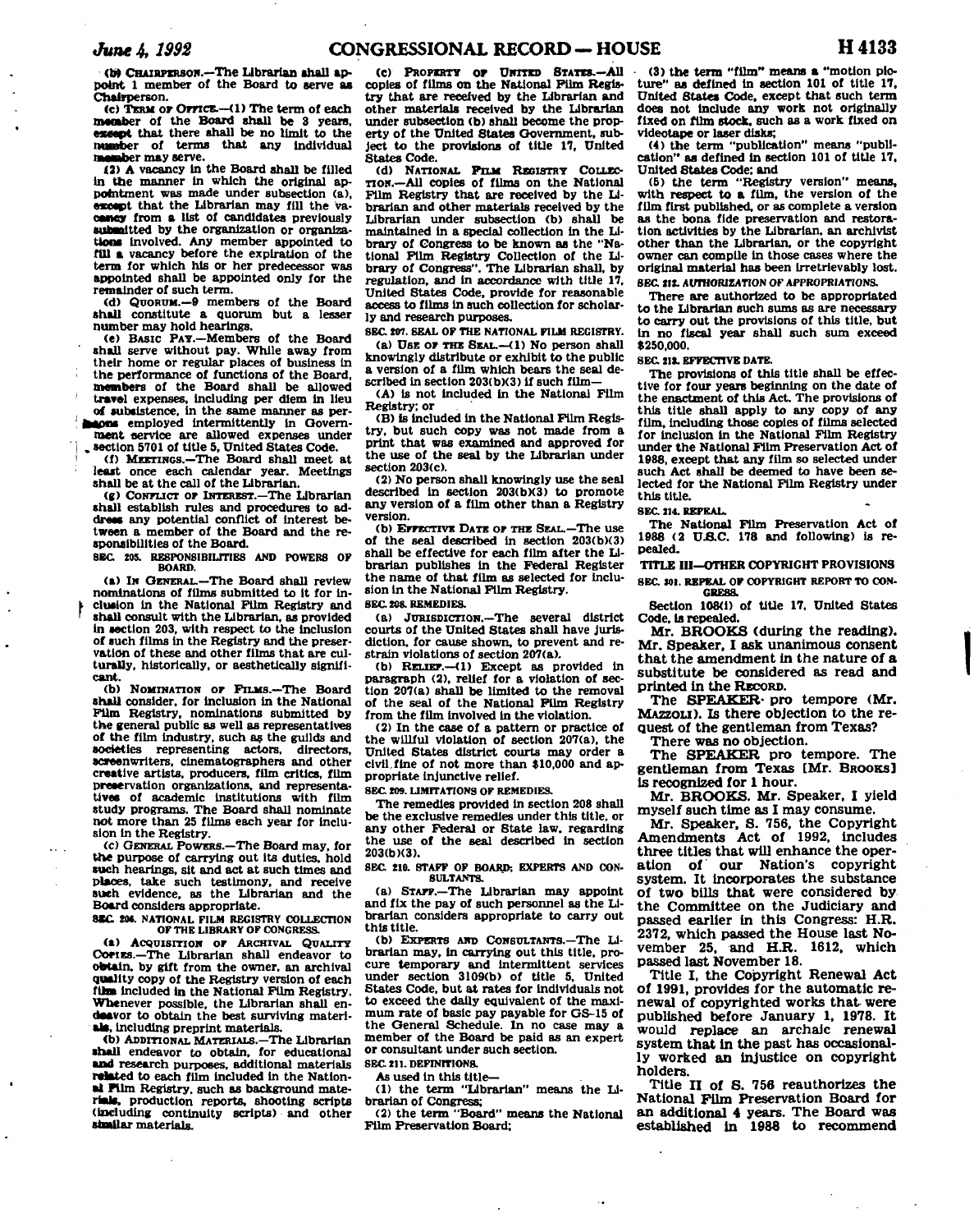(b) CHAIRPERSON.—The Librarian shall appoint 1 member of the Board to serve as Chairperson.

(c) TERM OF OFFICE.—(1) The term of each member of the Board shall be 3 years, except that there shall be no limit to the number of terms that any individual member may serve.

(2) A vacancy in the Board shall be filled in the manner in which the original appointment was made under subsection (a), except that the Librarian may fill the vacancy from a list of candidates previously submitted by the organization or organizations involved. Any member appointed to fill a vacancy before the expiration of the term for which his or her predecessor was appointed shall be appointed only for the remainder of such term.

(d) QUORUM.—9 members of the Board shall constitute a quorum but a lesser number may hold hearings.

(e) BASIC PAY.—Members of the Board shall serve without pay. While away from their home or regular places of business in the performance of functions of the Board, members of the Board shall be allowed travel expenses, including per diem in lieu of subsistence, in the same manner as persons employed intermittently in Government service are allowed expenses under section 5701 of title 5, United States Code.

(f) MEETINGS.—The Board shall meet at least once each calendar year. Meetings shall be at the call of the Librarian.

(g) CONFLICT OF INTEREST.—The Librarian shall establish rules and procedures to address any potential conflict of interest between a member of the Board and the responsibilities of the Board.

SEC. 205. RESPONSIBILITIES AND POWERS OF BOARD.

(a) IN GENERAL.—The Board shall review nominations of films submitted to it for inclusion in the National Film Registry and shall consult with the Librarian, as provided in section 203, with respect to the inclusion of such films in the Registry and the preservation of these and other films that are culturally, historically, or aesthetically significant.

(b) NOMINATION OF FILMS.—The Board shall consider, for inclusion in the National Film Registry, nominations submitted by the general public as well as representatives of the film industry, such as the guilds and societies representing actors, directors, screenwriters, cinematographers and other creative artists, producers, film critics, film preservation organizations, and representatives of academic institutions with film study programs. The Board shall nominate not more than 25 films each year for inclusion in the Registry.

(c) GENERAL POWERS.—The Board may, for the purpose of carrying out its duties, hold such hearings, sit and act at such times and places, take such testimony, and receive such evidence, as the Librarian and the Board considers appropriate.

SEC. 206. NATIONAL FILM REGISTRY COLLECTION OF THE LIBRARY OF CONGRESS.

(a) ACQUISITION OF ARCHIVAL QUALITY COPIES.—The Librarian shall endeavor to obtain, by gift from the owner, an archival quality copy of the Registry version of each film included in the National Film Registry. Whenever possible, the Librarian shall endeavor to obtain the best surviving materials, including preprint materials.

(b) ADDITIONAL MATERIALS.—The Librarian shall endeavor to obtain, for educational and research purposes, additional materials related to each film included in the National Film Registry, such as background materials, production reports, shooting scripts (including continuity scripts) and other similar materials.

(c) PROPERTY OF UNITED STATES.—All copies of films on the National Film Registry that are received by the Librarian and other materials received by the Librarian under subsection (b) shall become the property of the United States Government, subject to the provisions of title 17, United States Code.

(d) NATIONAL FILM REGISTRY COLLECTION.—All copies of films on the National Film Registry that are received by the Librarian and other materials received by the Librarian under subsection (b) shall be maintained in a special collection in the Library of Congress to be known as the "National Film Registry Collection of the Library of Congress". The Librarian shall, by regulation, and in accordance with title 17, United States Code, provide for reasonable access to films in such collection for scholarly and research purposes.

SEC. 207. SEAL OF THE NATIONAL FILM REGISTRY.

(a) USE OF THE SEAL.—(1) No person shall knowingly distribute or exhibit to the public a version of a film which bears the seal described in section 203(b)(3) if such film—

(A) is not included in the National Film Registry; or

(B) is included in the National Film Registry, but such copy was not made from a print that was examined and approved for the use of the seal by the Librarian under section 203(c).

(2) No person shall knowingly use the seal described in section 203(b)(3) to promote any version of a film other than a Registry version.

(b) EFFECTIVE DATE OF THE SEAL.—The use of the seal described in section 203(b)(3) shall be effective for each film after the Librarian publishes in the Federal Register the name of that film as selected for inclusion in the National Film Registry.

SEC. 208. REMEDIES.

(a) JURISDICTION.—The several district courts of the United States shall have jurisdiction, for cause shown, to prevent and restrain violations of section 207(a).

(b) RELIEF.—(1) Except as provided in paragraph (2), relief for a violation of section 207(a) shall be limited to the removal of the seal of the National Film Registry from the film involved in the violation.

(2) In the case of a pattern or practice of the willful violation of section 207(a), the United States district courts may order a civil fine of not more than $10,000 and appropriate injunctive relief.

SEC. 209. LIMITATIONS OF REMEDIES.

The remedies provided in section 208 shall be the exclusive remedies under this title, or any other Federal or State law, regarding the use of the seal described in section 203(b)(3).

SEC. 210. STAFF OF BOARD; EXPERTS AND CONSULTANTS.

(a) STAFF.—The Librarian may appoint and fix the pay of such personnel as the Librarian considers appropriate to carry out this title.

(b) EXPERTS AND CONSULTANTS.—The Librarian may, in carrying out this title, procure temporary and intermittent services under section 3109(b) of title 5, United States Code, but at rates for individuals not to exceed the daily equivalent of the maximum rate of basic pay payable for GS-15 of the General Schedule. In no case may a member of the Board be paid as an expert or consultant under such section.

SEC. 211. DEFINITIONS.

As used in this title—

(1) the term "Librarian" means the Librarian of Congress;

(2) the term "Board" means the National Film Preservation Board;

(3) the term "film" means a "motion picture" as defined in section 101 of title 17, United States Code, except that such term does not include any work not originally fixed on film stock, such as a work fixed on videotape or laser disks;

(4) the term "publication" means "publication" as defined in section 101 of title 17, United States Code; and

(5) the term "Registry version" means, with respect to a film, the version of the film first published, or as complete a version as the bona fide preservation and restoration activities by the Librarian, an archivist other than the Librarian, or the copyright owner can compile in those cases where the original material has been irretrievably lost.

SEC. 212. AUTHORIZATION OF APPROPRIATIONS.

There are authorized to be appropriated to the Librarian such sums as are necessary to carry out the provisions of this title, but in no fiscal year shall such sum exceed $250,000.

SEC. 213. EFFECTIVE DATE.

The provisions of this title shall be effective for four years beginning on the date of the enactment of this Act. The provisions of this title shall apply to any copy of any film, including those copies of films selected for inclusion in the National Film Registry under the National Film Preservation Act of 1988, except that any film so selected under such Act shall be deemed to have been selected for the National Film Registry under this title.

SEC. 214. REPEAL.

The National Film Preservation Act of 1988 (2 U.S.C. 178 and following) is repealed.

TITLE III—OTHER COPYRIGHT PROVISIONS

SEC. 301. REPEAL OF COPYRIGHT REPORT TO CONGRESS.

Section 108(i) of title 17, United States Code, is repealed.

Mr. BROOKS (during the reading). Mr. Speaker, I ask unanimous consent that the amendment in the nature of a substitute be considered as read and printed in the RECORD.

The SPEAKER pro tempore (Mr. MAZZOLI). Is there objection to the request of the gentleman from Texas?

There was no objection.

The SPEAKER pro tempore. The gentleman from Texas [Mr. BROOKS] is recognized for 1 hour.

Mr. BROOKS. Mr. Speaker, I yield myself such time as I may consume.

Mr. Speaker, S. 756, the Copyright Amendments Act of 1992, includes three titles that will enhance the operation of our Nation's copyright system. It incorporates the substance of two bills that were considered by the Committee on the Judiciary and passed earlier in this Congress: H.R. 2372, which passed the House last November 25, and H.R. 1612, which passed last November 18.

Title I, the Copyright Renewal Act of 1991, provides for the automatic renewal of copyrighted works that were published before January 1, 1978. It would replace an archaic renewal system that in the past has occasionally worked an injustice on copyright holders.

Title II of S. 756 reauthorizes the National Film Preservation Board for an additional 4 years. The Board was established in 1988 to recommend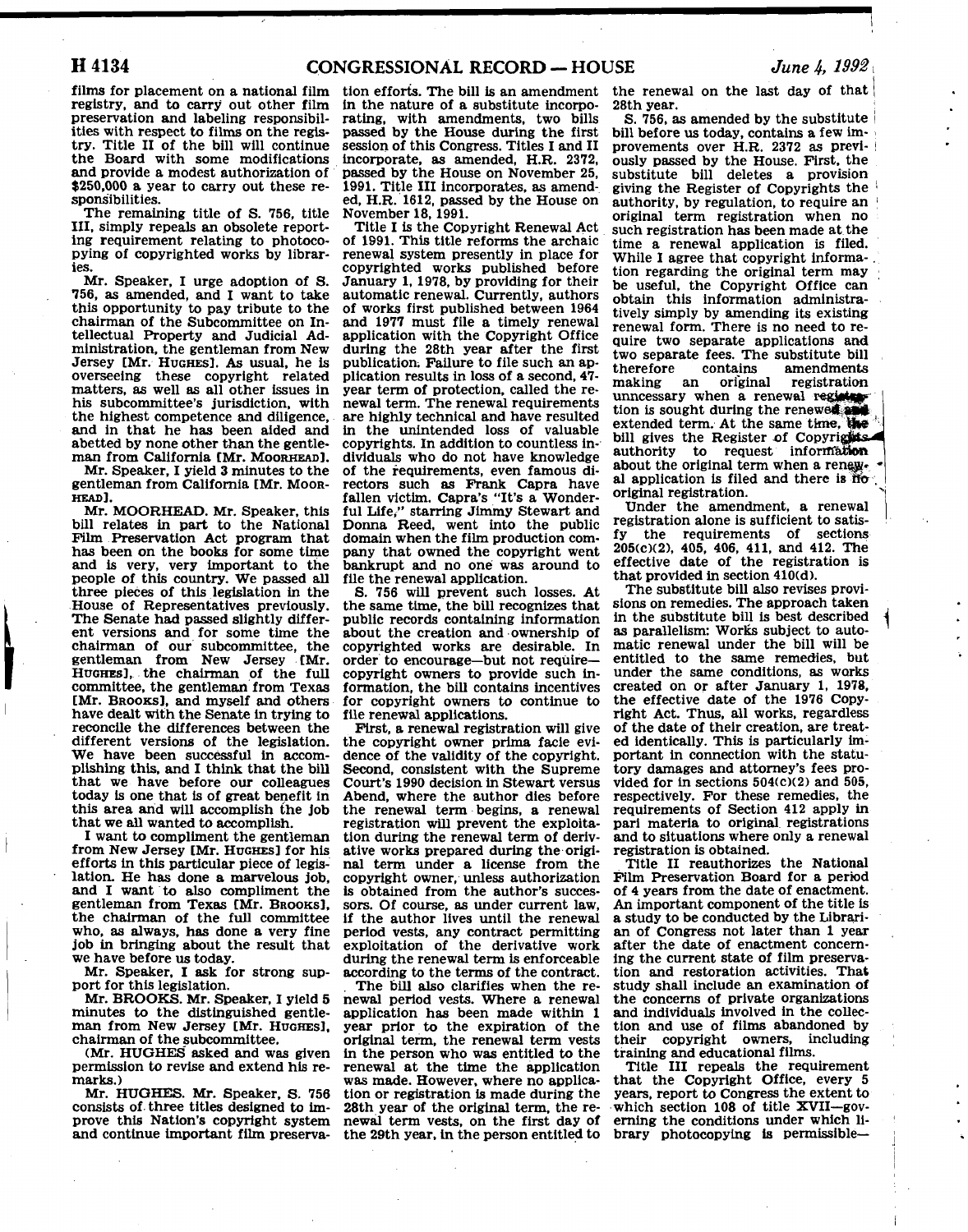films for placement on a national film registry, and to carry out other film preservation and labeling responsibilities with respect to films on the registry. Title II of the bill will continue the Board with some modifications and provide a modest authorization of $250,000 a year to carry out these responsibilities.

The remaining title of S. 756, title III, simply repeals an obsolete reporting requirement relating to photocopying of copyrighted works by libraries.

Mr. Speaker, I urge adoption of S. 756, as amended, and I want to take this opportunity to pay tribute to the chairman of the Subcommittee on Intellectual Property and Judicial Administration, the gentleman from New Jersey [Mr. HUGHES]. As usual, he is overseeing these copyright related matters, as well as all other issues in his subcommittee's jurisdiction, with the highest competence and diligence, and in that he has been aided and abetted by none other than the gentleman from California [Mr. MOORHEAD].

Mr. Speaker, I yield 3 minutes to the gentleman from California [Mr. MOORHEAD].

Mr. MOORHEAD. Mr. Speaker, this bill relates in part to the National Film Preservation Act program that has been on the books for some time and is very, very important to the people of this country. We passed all three pieces of this legislation in the House of Representatives previously. The Senate had passed slightly different versions and for some time the chairman of our subcommittee, the gentleman from New Jersey [Mr. HUGHES], the chairman of the full committee, the gentleman from Texas [Mr. BROOKS], and myself and others have dealt with the Senate in trying to reconcile the differences between the different versions of the legislation. We have been successful in accomplishing this, and I think that the bill that we have before our colleagues today is one that is of great benefit in this area and will accomplish the job that we all wanted to accomplish.

I want to compliment the gentleman from New Jersey [Mr. HUGHES] for his efforts in this particular piece of legislation. He has done a marvelous job, and I want to also compliment the gentleman from Texas [Mr. BROOKS], the chairman of the full committee who, as always, has done a very fine job in bringing about the result that we have before us today.

Mr. Speaker, I ask for strong support for this legislation.

Mr. BROOKS. Mr. Speaker, I yield 5 minutes to the distinguished gentleman from New Jersey [Mr. HUGHES], chairman of the subcommittee.

(Mr. HUGHES asked and was given permission to revise and extend his remarks.)

Mr. HUGHES. Mr. Speaker, S. 756 consists of three titles designed to improve this Nation's copyright system and continue important film preservation efforts. The bill is an amendment in the nature of a substitute incorporating, with amendments, two bills passed by the House during the first session of this Congress. Titles I and II incorporate, as amended, H.R. 2372, passed by the House on November 25, 1991. Title III incorporates, as amended, H.R. 1612, passed by the House on November 18, 1991.

Title I is the Copyright Renewal Act of 1991. This title reforms the archaic renewal system presently in place for copyrighted works published before January 1, 1978, by providing for their automatic renewal. Currently, authors of works first published between 1964 and 1977 must file a timely renewal application with the Copyright Office during the 28th year after the first publication. Failure to file such an application results in loss of a second, 47-year term of protection, called the renewal term. The renewal requirements are highly technical and have resulted in the unintended loss of valuable copyrights. In addition to countless individuals who do not have knowledge of the requirements, even famous directors such as Frank Capra have fallen victim. Capra's "It's a Wonderful Life," starring Jimmy Stewart and Donna Reed, went into the public domain when the film production company that owned the copyright went bankrupt and no one was around to file the renewal application.

S. 756 will prevent such losses. At the same time, the bill recognizes that public records containing information about the creation and ownership of copyrighted works are desirable. In order to encourage—but not require—copyright owners to provide such information, the bill contains incentives for copyright owners to continue to file renewal applications.

First, a renewal registration will give the copyright owner prima facie evidence of the validity of the copyright. Second, consistent with the Supreme Court's 1990 decision in Stewart versus Abend, where the author dies before the renewal term begins, a renewal registration will prevent the exploitation during the renewal term of derivative works prepared during the original term under a license from the copyright owner, unless authorization is obtained from the author's successors. Of course, as under current law, if the author lives until the renewal period vests, any contract permitting exploitation of the derivative work during the renewal term is enforceable according to the terms of the contract.

The bill also clarifies when the renewal period vests. Where a renewal application has been made within 1 year prior to the expiration of the original term, the renewal term vests in the person who was entitled to the renewal at the time the application was made. However, where no application or registration is made during the 28th year of the original term, the renewal term vests, on the first day of the 29th year, in the person entitled to the renewal on the last day of that 28th year.

S. 756, as amended by the substitute bill before us today, contains a few improvements over H.R. 2372 as previously passed by the House. First, the substitute bill deletes a provision giving the Register of Copyrights the authority, by regulation, to require an original term registration when no such registration has been made at the time a renewal application is filed. While I agree that copyright information regarding the original term may be useful, the Copyright Office can obtain this information administratively simply by amending its existing renewal form. There is no need to require two separate applications and two separate fees. The substitute bill therefore contains amendments making an original registration unncessary when a renewal registration is sought during the renewed and extended term. At the same time, the bill gives the Register of Copyrights authority to request information about the original term when a renewal application is filed and there is no original registration.

Under the amendment, a renewal registration alone is sufficient to satisfy the requirements of sections 205(c)(2), 405, 406, 411, and 412. The effective date of the registration is that provided in section 410(d).

The substitute bill also revises provisions on remedies. The approach taken in the substitute bill is best described as parallelism: Works subject to automatic renewal under the bill will be entitled to the same remedies, but under the same conditions, as works created on or after January 1, 1978, the effective date of the 1976 Copyright Act. Thus, all works, regardless of the date of their creation, are treated identically. This is particularly important in connection with the statutory damages and attorney's fees provided for in sections 504(c)(2) and 505, respectively. For these remedies, the requirements of Section 412 apply in pari materia to original registrations and to situations where only a renewal registration is obtained.

Title II reauthorizes the National Film Preservation Board for a period of 4 years from the date of enactment. An important component of the title is a study to be conducted by the Librarian of Congress not later than 1 year after the date of enactment concerning the current state of film preservation and restoration activities. That study shall include an examination of the concerns of private organizations and individuals involved in the collection and use of films abandoned by their copyright owners, including training and educational films.

Title III repeals the requirement that the Copyright Office, every 5 years, report to Congress the extent to which section 108 of title XVII—governing the conditions under which library photocopying is permissible—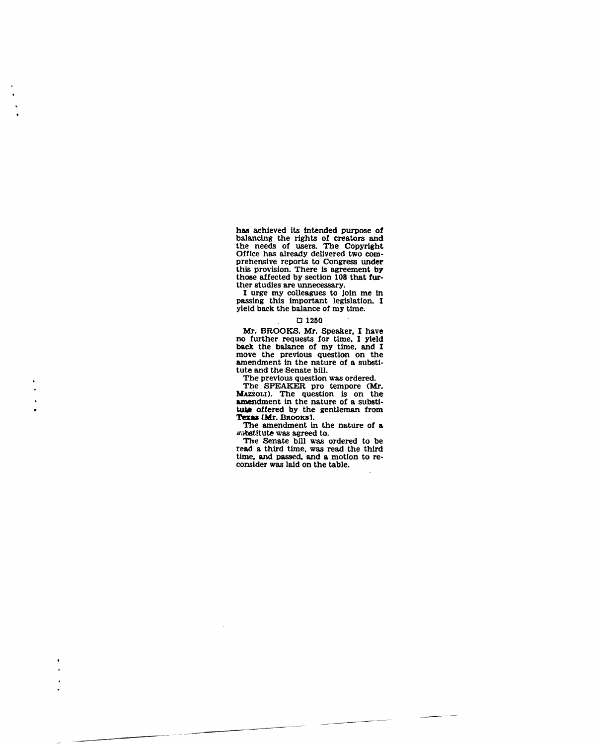has achieved its intended purpose of balancing the rights of creators and the needs of users. The Copyright Office has already delivered two comprehensive reports to Congress under this provision. There is agreement by those affected by section 108 that further studies are unnecessary.

I urge my colleagues to join me in passing this important legislation. I yield back the balance of my time.

□ 1250

Mr. BROOKS. Mr. Speaker, I have no further requests for time, I yield back the balance of my time, and I move the previous question on the amendment in the nature of a substitute and the Senate bill.

The previous question was ordered.

The SPEAKER pro tempore (Mr. MAZZOLI). The question is on the amendment in the nature of a substitute offered by the gentleman from Texas [Mr. BROOKS].

The amendment in the nature of a substitute was agreed to.

The Senate bill was ordered to be read a third time, was read the third time, and passed, and a motion to reconsider was laid on the table.